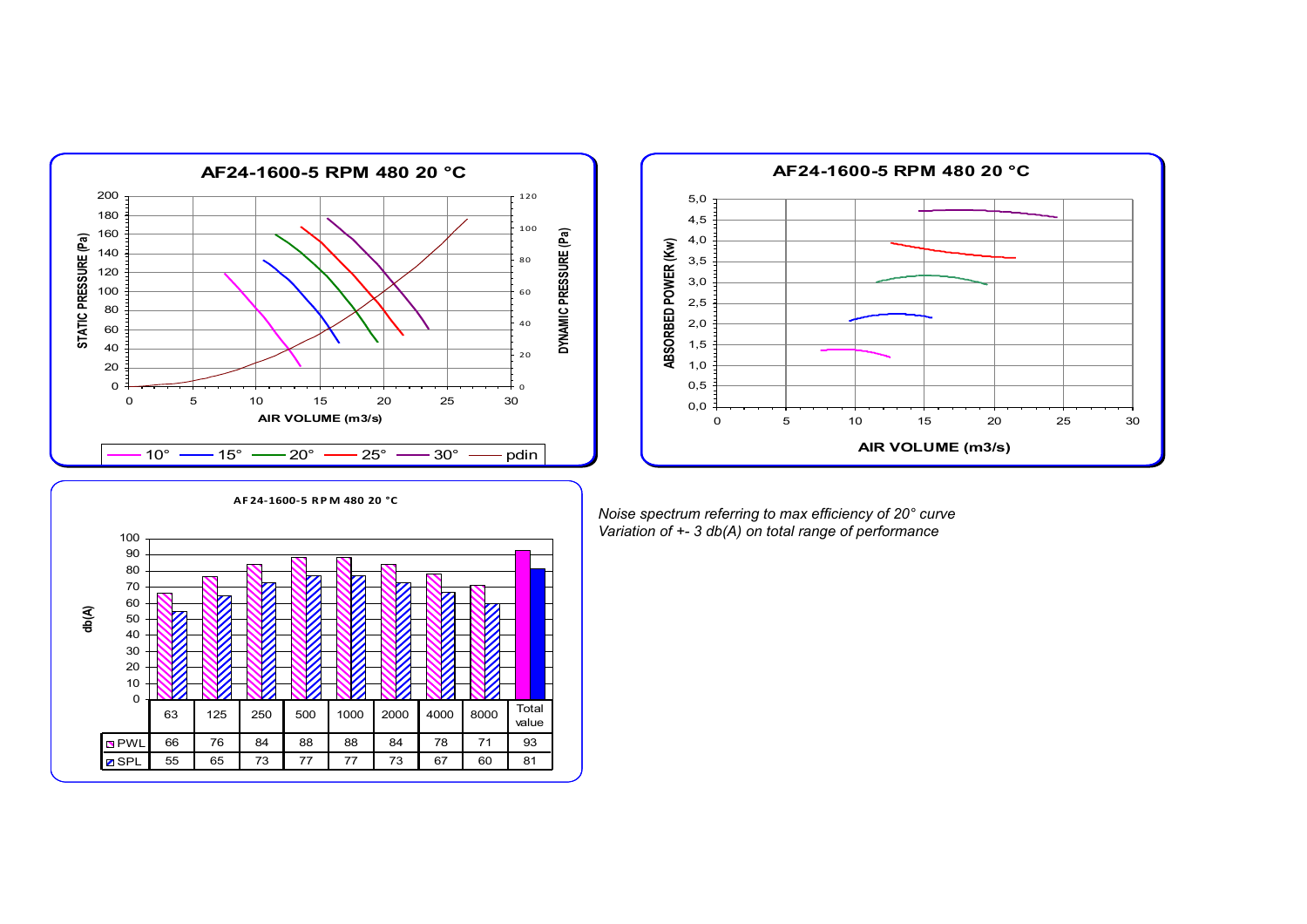**AF24-1600-5 RPM 480 20 °C**

STATIC PRESSURE (Pa) / DYNAMIC PRESSURE (Pa) vs AIR VOLUME (m3/s)

10° — 15° — 20° — 25° — 30° — pdin

**AF24-1600-5 RPM 480 20 °C**

ABSORBED POWER (Kw) vs AIR VOLUME (m3/s)

**AF24-1600-5 RPM 480 20 °C**

db(A)

| | 63 | 125 | 250 | 500 | 1000 | 2000 | 4000 | 8000 | Total value |
|---|---|---|---|---|---|---|---|---|---|
| PWL | 66 | 76 | 84 | 88 | 88 | 84 | 78 | 71 | 93 |
| SPL | 55 | 65 | 73 | 77 | 77 | 73 | 67 | 60 | 81 |

*Noise spectrum referring to max efficiency of 20° curve*
*Variation of +- 3 db(A) on total range of performance*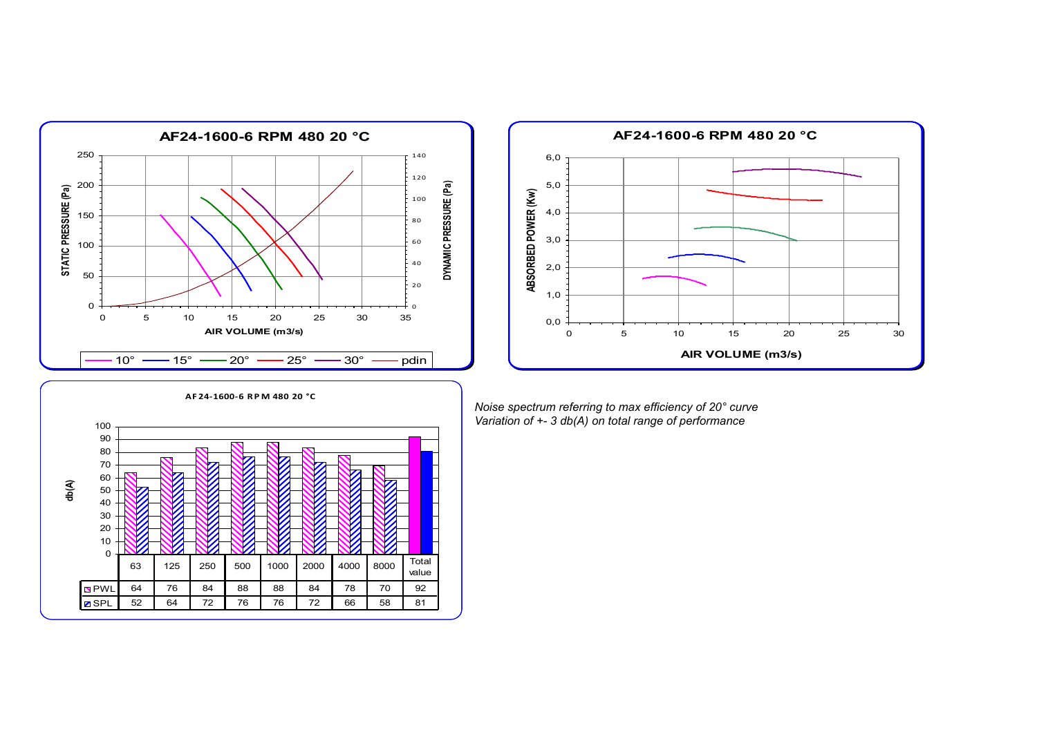## AF24-1600-6 RPM 480 20 °C

STATIC PRESSURE (Pa) / DYNAMIC PRESSURE (Pa) vs AIR VOLUME (m3/s)

Legend: 10° — 15° — 20° — 25° — 30° — pdin

## AF24-1600-6 RPM 480 20 °C

ABSORBED POWER (Kw) vs AIR VOLUME (m3/s)

## AF24-1600-6 RPM 480 20 °C

| db(A) | 63 | 125 | 250 | 500 | 1000 | 2000 | 4000 | 8000 | Total value |
|---|---|---|---|---|---|---|---|---|---|
| PWL | 64 | 76 | 84 | 88 | 88 | 84 | 78 | 70 | 92 |
| SPL | 52 | 64 | 72 | 76 | 76 | 72 | 66 | 58 | 81 |

*Noise spectrum referring to max efficiency of 20° curve*
*Variation of +- 3 db(A) on total range of performance*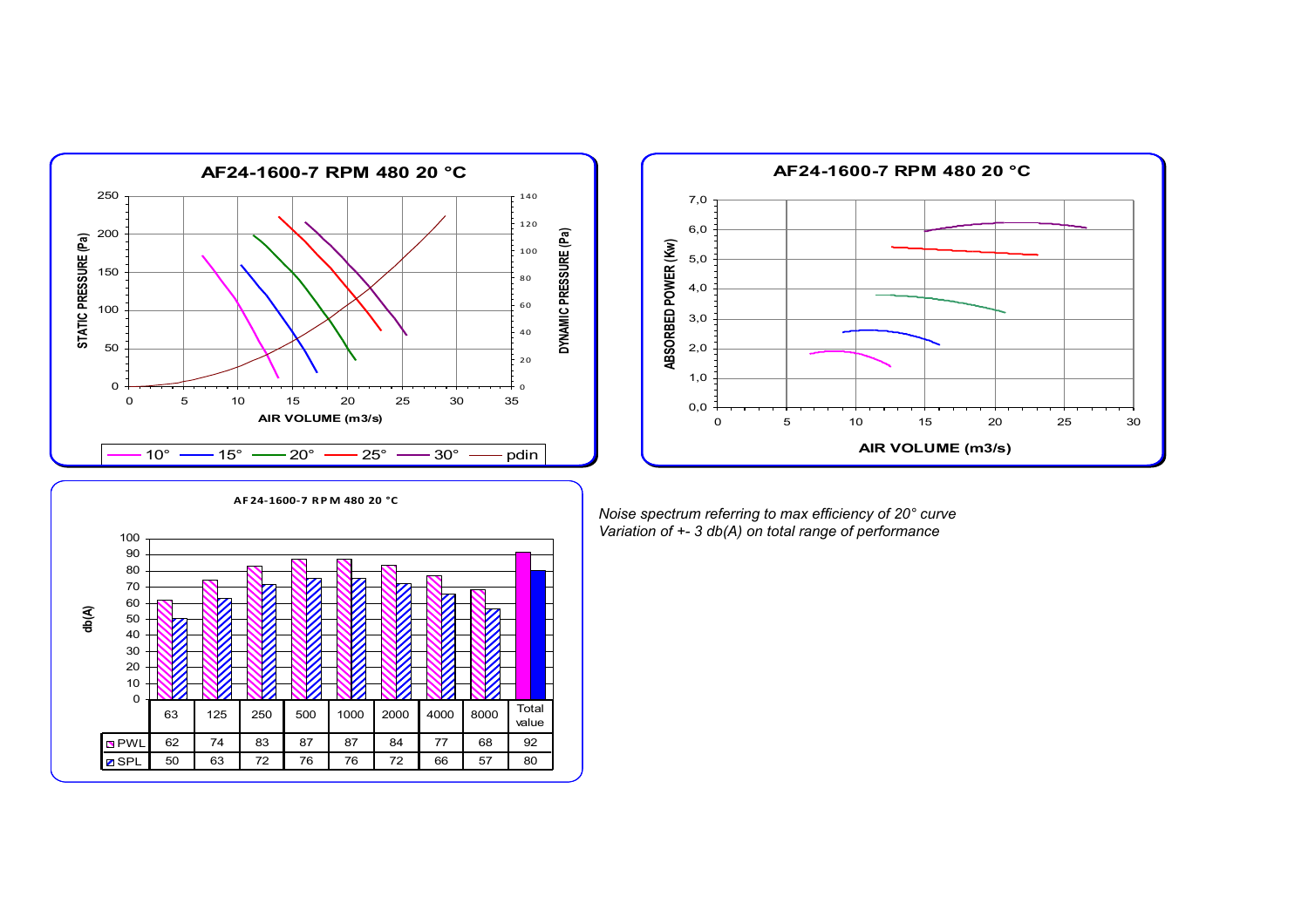**AF24-1600-7 RPM 480 20 °C**

STATIC PRESSURE (Pa) / DYNAMIC PRESSURE (Pa) vs AIR VOLUME (m3/s)

10° — 15° — 20° — 25° — 30° — pdin

**AF24-1600-7 RPM 480 20 °C**

ABSORBED POWER (Kw) vs AIR VOLUME (m3/s)

**AF24-1600-7 RPM 480 20 °C**

db(A)

| | 63 | 125 | 250 | 500 | 1000 | 2000 | 4000 | 8000 | Total value |
|---|---|---|---|---|---|---|---|---|---|
| PWL | 62 | 74 | 83 | 87 | 87 | 84 | 77 | 68 | 92 |
| SPL | 50 | 63 | 72 | 76 | 76 | 72 | 66 | 57 | 80 |

*Noise spectrum referring to max efficiency of 20° curve*
*Variation of +- 3 db(A) on total range of performance*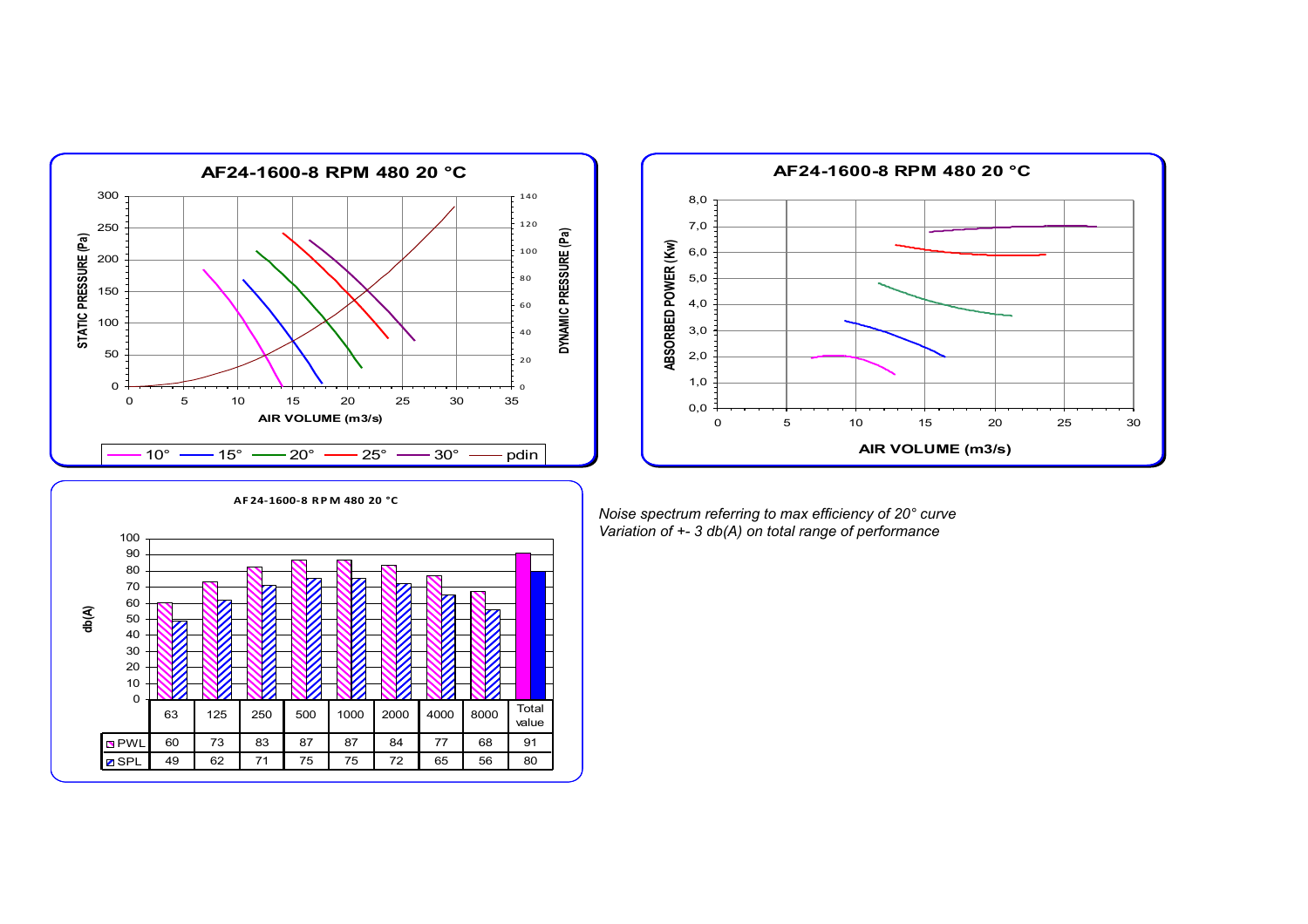## AF24-1600-8 RPM 480 20 °C

STATIC PRESSURE (Pa) / DYNAMIC PRESSURE (Pa) vs AIR VOLUME (m3/s)

Legend: 10°, 15°, 20°, 25°, 30°, pdin

## AF24-1600-8 RPM 480 20 °C

ABSORBED POWER (Kw) vs AIR VOLUME (m3/s)

## AF24-1600-8 RPM 480 20 °C

db(A)

|  | 63 | 125 | 250 | 500 | 1000 | 2000 | 4000 | 8000 | Total value |
|---|---|---|---|---|---|---|---|---|---|
| PWL | 60 | 73 | 83 | 87 | 87 | 84 | 77 | 68 | 91 |
| SPL | 49 | 62 | 71 | 75 | 75 | 72 | 65 | 56 | 80 |

*Noise spectrum referring to max efficiency of 20° curve*
*Variation of +- 3 db(A) on total range of performance*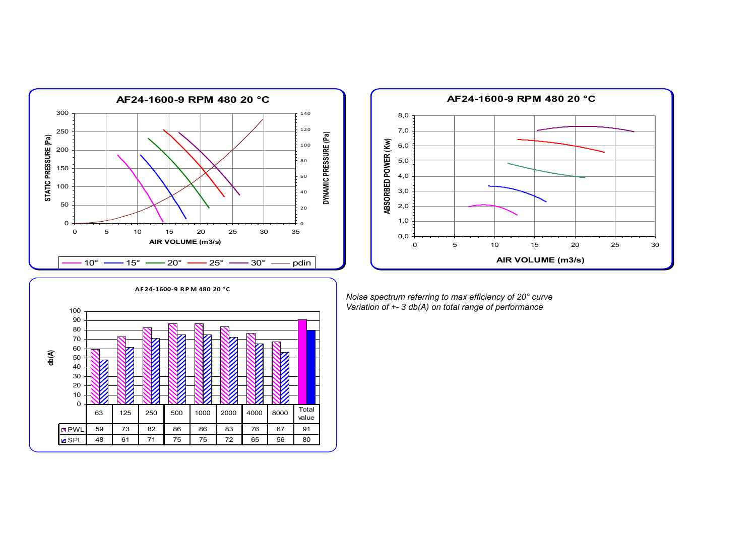## AF24-1600-9 RPM 480 20 °C

STATIC PRESSURE (Pa) / DYNAMIC PRESSURE (Pa) vs AIR VOLUME (m3/s)

Legend: 10° — 15° — 20° — 25° — 30° — pdin

## AF24-1600-9 RPM 480 20 °C

ABSORBED POWER (Kw) vs AIR VOLUME (m3/s)

## AF24-1600-9 RPM 480 20 °C

db(A)

| | 63 | 125 | 250 | 500 | 1000 | 2000 | 4000 | 8000 | Total value |
|---|---|---|---|---|---|---|---|---|---|
| PWL | 59 | 73 | 82 | 86 | 86 | 83 | 76 | 67 | 91 |
| SPL | 48 | 61 | 71 | 75 | 75 | 72 | 65 | 56 | 80 |

*Noise spectrum referring to max efficiency of 20° curve*
*Variation of +- 3 db(A) on total range of performance*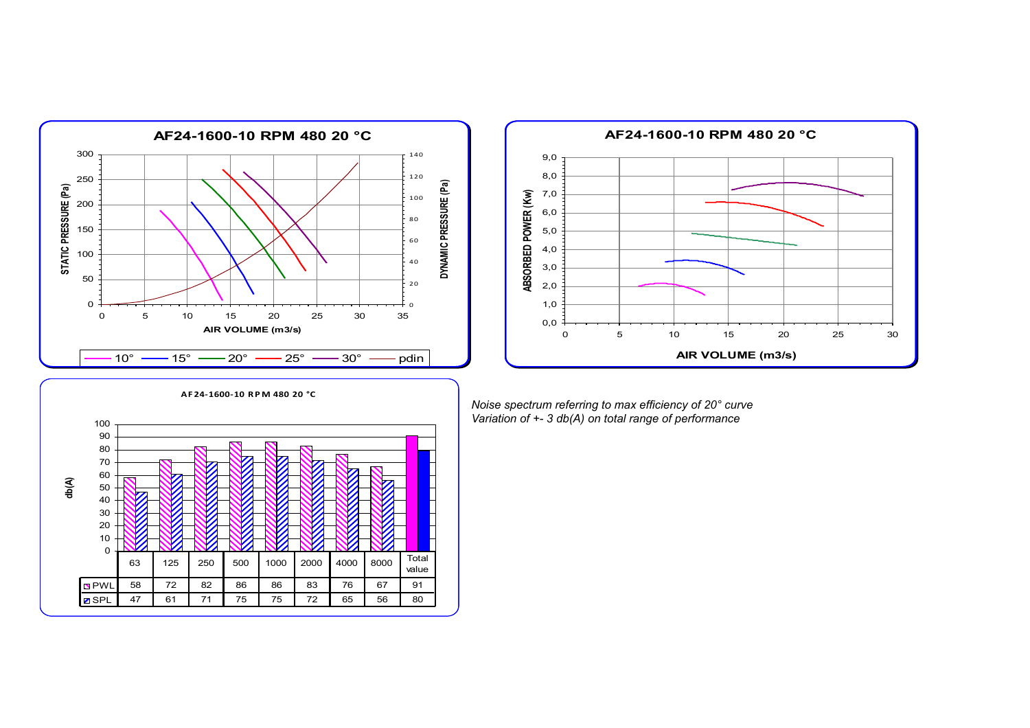## AF24-1600-10 RPM 480 20 °C

STATIC PRESSURE (Pa) / DYNAMIC PRESSURE (Pa) vs AIR VOLUME (m3/s)

Legend: 10° — 15° — 20° — 25° — 30° — pdin

## AF24-1600-10 RPM 480 20 °C

ABSORBED POWER (Kw) vs AIR VOLUME (m3/s)

## AF24-1600-10 RPM 480 20 °C

db(A)

| | 63 | 125 | 250 | 500 | 1000 | 2000 | 4000 | 8000 | Total value |
|---|---|---|---|---|---|---|---|---|---|
| PWL | 58 | 72 | 82 | 86 | 86 | 83 | 76 | 67 | 91 |
| SPL | 47 | 61 | 71 | 75 | 75 | 72 | 65 | 56 | 80 |

*Noise spectrum referring to max efficiency of 20° curve*
*Variation of +- 3 db(A) on total range of performance*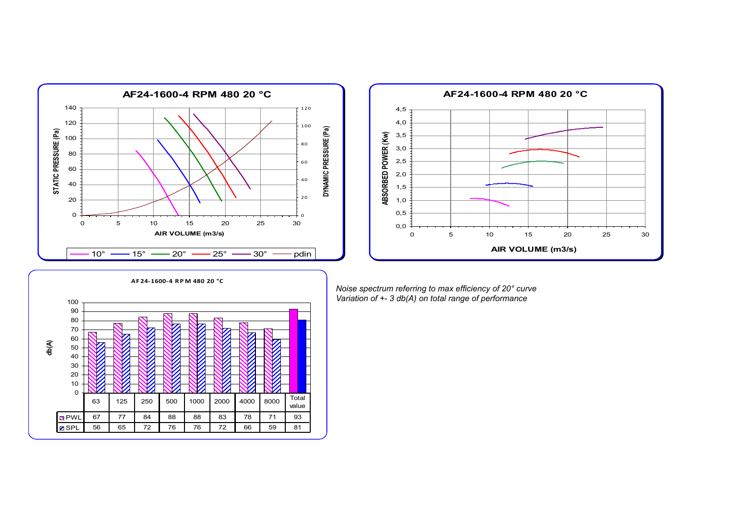AF24-1600-4 RPM 480 20 °C

STATIC PRESSURE (Pa)

DYNAMIC PRESSURE (Pa)

AIR VOLUME (m3/s)

10° 15° 20° 25° 30° pdin

AF24-1600-4 RPM 480 20 °C

ABSORBED POWER (Kw)

AIR VOLUME (m3/s)

AF24-1600-4 RPM 480 20 °C

db(A)

| | 63 | 125 | 250 | 500 | 1000 | 2000 | 4000 | 8000 | Total value |
|---|---|---|---|---|---|---|---|---|---|
| PWL | 67 | 77 | 84 | 88 | 88 | 83 | 78 | 71 | 93 |
| SPL | 56 | 65 | 72 | 76 | 76 | 72 | 66 | 59 | 81 |

*Noise spectrum referring to max efficiency of 20° curve*
*Variation of +- 3 db(A) on total range of performance*